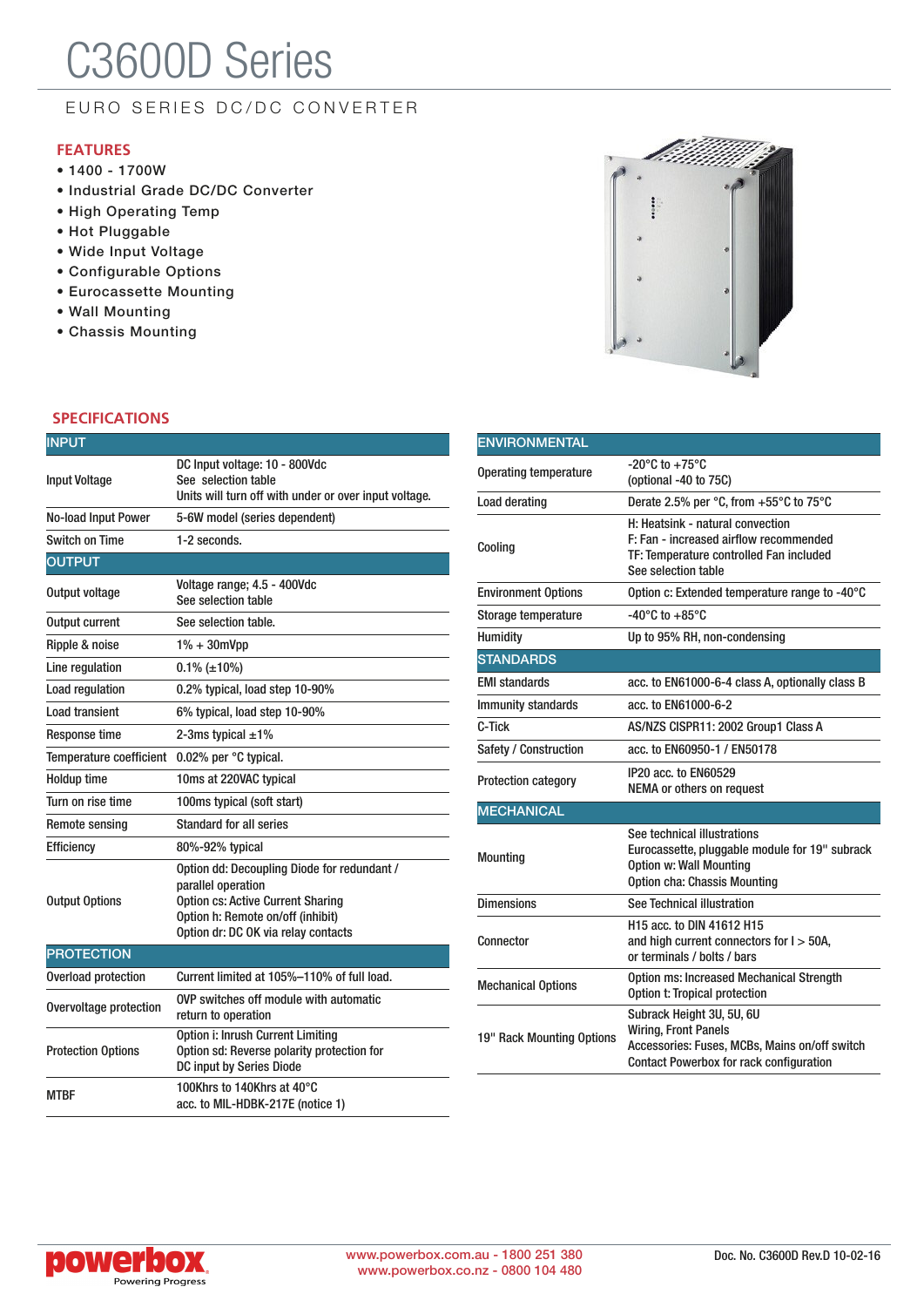# C3600D Series

EURO SERIES DC/DC CONVERTER

## FEATURES

- 1400 - 1700W
- Industrial Grade DC/DC Converter
- High Operating Temp
- Hot Pluggable
- Wide Input Voltage
- Configurable Options
- Eurocassette Mounting
- Wall Mounting
- Chassis Mounting

## SPECIFICATIONS

| INPUT | |
|---|---|
| Input Voltage | DC Input voltage: 10 - 800Vdc<br>See selection table<br>Units will turn off with under or over input voltage. |
| No-load Input Power | 5-6W model (series dependent) |
| Switch on Time | 1-2 seconds. |
| **OUTPUT** | |
| Output voltage | Voltage range; 4.5 - 400Vdc<br>See selection table |
| Output current | See selection table. |
| Ripple & noise | 1% + 30mVpp |
| Line regulation | 0.1% (±10%) |
| Load regulation | 0.2% typical, load step 10-90% |
| Load transient | 6% typical, load step 10-90% |
| Response time | 2-3ms typical ±1% |
| Temperature coefficient | 0.02% per °C typical. |
| Holdup time | 10ms at 220VAC typical |
| Turn on rise time | 100ms typical (soft start) |
| Remote sensing | Standard for all series |
| Efficiency | 80%-92% typical |
| Output Options | Option dd: Decoupling Diode for redundant / parallel operation<br>Option cs: Active Current Sharing<br>Option h: Remote on/off (inhibit)<br>Option dr: DC OK via relay contacts |
| **PROTECTION** | |
| Overload protection | Current limited at 105%–110% of full load. |
| Overvoltage protection | OVP switches off module with automatic return to operation |
| Protection Options | Option i: Inrush Current Limiting<br>Option sd: Reverse polarity protection for DC input by Series Diode |
| MTBF | 100Khrs to 140Khrs at 40°C<br>acc. to MIL-HDBK-217E (notice 1) |

| ENVIRONMENTAL | |
|---|---|
| Operating temperature | -20°C to +75°C<br>(optional -40 to 75C) |
| Load derating | Derate 2.5% per °C, from +55°C to 75°C |
| Cooling | H: Heatsink - natural convection<br>F: Fan - increased airflow recommended<br>TF: Temperature controlled Fan included<br>See selection table |
| Environment Options | Option c: Extended temperature range to -40°C |
| Storage temperature | -40°C to +85°C |
| Humidity | Up to 95% RH, non-condensing |
| **STANDARDS** | |
| EMI standards | acc. to EN61000-6-4 class A, optionally class B |
| Immunity standards | acc. to EN61000-6-2 |
| C-Tick | AS/NZS CISPR11: 2002 Group1 Class A |
| Safety / Construction | acc. to EN60950-1 / EN50178 |
| Protection category | IP20 acc. to EN60529<br>NEMA or others on request |
| **MECHANICAL** | |
| Mounting | See technical illustrations<br>Eurocassette, pluggable module for 19" subrack<br>Option w: Wall Mounting<br>Option cha: Chassis Mounting |
| Dimensions | See Technical illustration |
| Connector | H15 acc. to DIN 41612 H15<br>and high current connectors for I > 50A,<br>or terminals / bolts / bars |
| Mechanical Options | Option ms: Increased Mechanical Strength<br>Option t: Tropical protection |
| 19" Rack Mounting Options | Subrack Height 3U, 5U, 6U<br>Wiring, Front Panels<br>Accessories: Fuses, MCBs, Mains on/off switch<br>Contact Powerbox for rack configuration |

powerbox Powering Progress

www.powerbox.com.au - 1800 251 380
www.powerbox.co.nz - 0800 104 480

Doc. No. C3600D Rev.D 10-02-16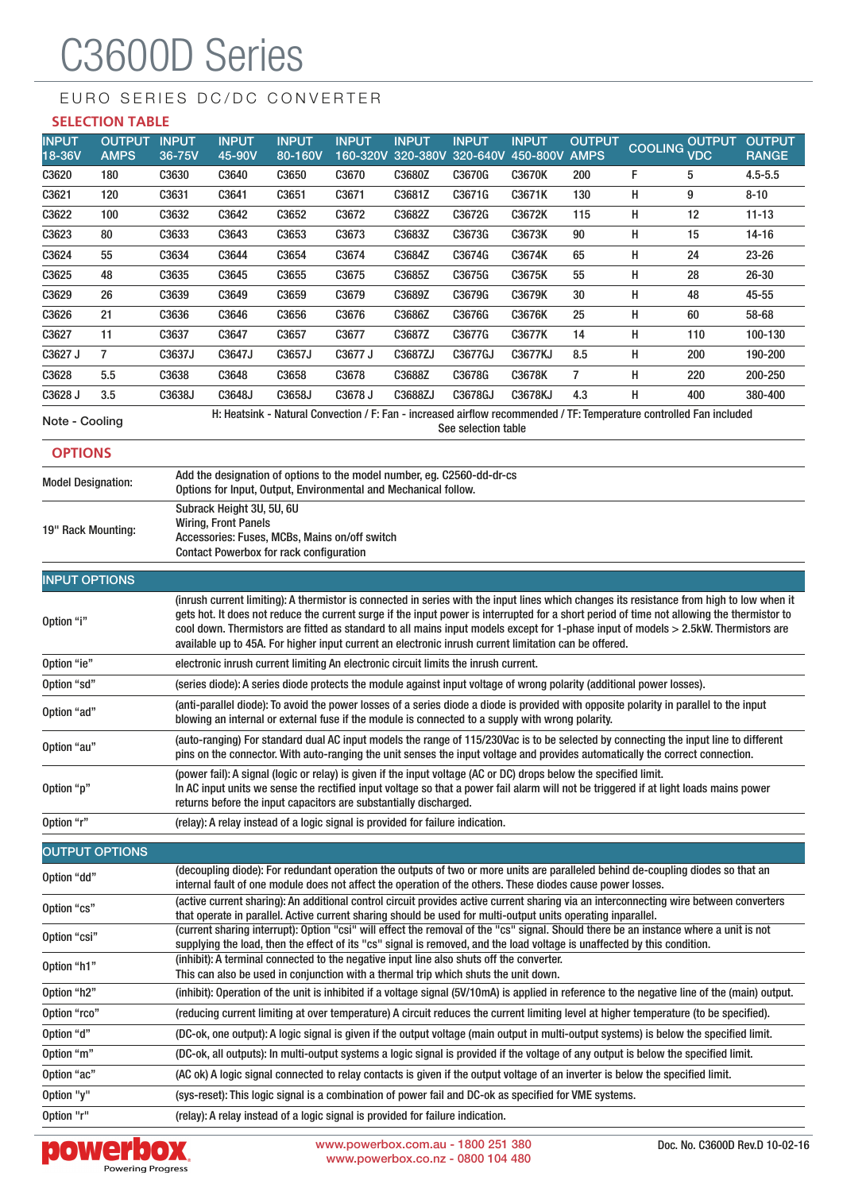# C3600D Series

EURO SERIES DC/DC CONVERTER

## SELECTION TABLE

| INPUT 18-36V | OUTPUT AMPS | INPUT 36-75V | INPUT 45-90V | INPUT 80-160V | INPUT 160-320V | INPUT 320-380V | INPUT 320-640V | INPUT 450-800V | OUTPUT AMPS | COOLING | OUTPUT VDC | OUTPUT RANGE |
|---|---|---|---|---|---|---|---|---|---|---|---|---|
| C3620 | 180 | C3630 | C3640 | C3650 | C3670 | C3680Z | C3670G | C3670K | 200 | F | 5 | 4.5-5.5 |
| C3621 | 120 | C3631 | C3641 | C3651 | C3671 | C3681Z | C3671G | C3671K | 130 | H | 9 | 8-10 |
| C3622 | 100 | C3632 | C3642 | C3652 | C3672 | C3682Z | C3672G | C3672K | 115 | H | 12 | 11-13 |
| C3623 | 80 | C3633 | C3643 | C3653 | C3673 | C3683Z | C3673G | C3673K | 90 | H | 15 | 14-16 |
| C3624 | 55 | C3634 | C3644 | C3654 | C3674 | C3684Z | C3674G | C3674K | 65 | H | 24 | 23-26 |
| C3625 | 48 | C3635 | C3645 | C3655 | C3675 | C3685Z | C3675G | C3675K | 55 | H | 28 | 26-30 |
| C3629 | 26 | C3639 | C3649 | C3659 | C3679 | C3689Z | C3679G | C3679K | 30 | H | 48 | 45-55 |
| C3626 | 21 | C3636 | C3646 | C3656 | C3676 | C3686Z | C3676G | C3676K | 25 | H | 60 | 58-68 |
| C3627 | 11 | C3637 | C3647 | C3657 | C3677 | C3687Z | C3677G | C3677K | 14 | H | 110 | 100-130 |
| C3627 J | 7 | C3637J | C3647J | C3657J | C3677 J | C3687ZJ | C3677GJ | C3677KJ | 8.5 | H | 200 | 190-200 |
| C3628 | 5.5 | C3638 | C3648 | C3658 | C3678 | C3688Z | C3678G | C3678K | 7 | H | 220 | 200-250 |
| C3628 J | 3.5 | C3638J | C3648J | C3658J | C3678 J | C3688ZJ | C3678GJ | C3678KJ | 4.3 | H | 400 | 380-400 |

Note - Cooling: H: Heatsink - Natural Convection / F: Fan - increased airflow recommended / TF: Temperature controlled Fan included. See selection table

## OPTIONS

| | |
|---|---|
| Model Designation: | Add the designation of options to the model number, eg. C2560-dd-dr-cs<br>Options for Input, Output, Environmental and Mechanical follow. |
| 19" Rack Mounting: | Subrack Height 3U, 5U, 6U<br>Wiring, Front Panels<br>Accessories: Fuses, MCBs, Mains on/off switch<br>Contact Powerbox for rack configuration |

### INPUT OPTIONS

| | |
|---|---|
| Option "i" | (inrush current limiting): A thermistor is connected in series with the input lines which changes its resistance from high to low when it gets hot. It does not reduce the current surge if the input power is interrupted for a short period of time not allowing the thermistor to cool down. Thermistors are fitted as standard to all mains input models except for 1-phase input of models > 2.5kW. Thermistors are available up to 45A. For higher input current an electronic inrush current limitation can be offered. |
| Option "ie" | electronic inrush current limiting An electronic circuit limits the inrush current. |
| Option "sd" | (series diode): A series diode protects the module against input voltage of wrong polarity (additional power losses). |
| Option "ad" | (anti-parallel diode): To avoid the power losses of a series diode a diode is provided with opposite polarity in parallel to the input blowing an internal or external fuse if the module is connected to a supply with wrong polarity. |
| Option "au" | (auto-ranging) For standard dual AC input models the range of 115/230Vac is to be selected by connecting the input line to different pins on the connector. With auto-ranging the unit senses the input voltage and provides automatically the correct connection. |
| Option "p" | (power fail): A signal (logic or relay) is given if the input voltage (AC or DC) drops below the specified limit.<br>In AC input units we sense the rectified input voltage so that a power fail alarm will not be triggered if at light loads mains power returns before the input capacitors are substantially discharged. |
| Option "r" | (relay): A relay instead of a logic signal is provided for failure indication. |

### OUTPUT OPTIONS

| | |
|---|---|
| Option "dd" | (decoupling diode): For redundant operation the outputs of two or more units are paralleled behind de-coupling diodes so that an internal fault of one module does not affect the operation of the others. These diodes cause power losses. |
| Option "cs" | (active current sharing): An additional control circuit provides active current sharing via an interconnecting wire between converters that operate in parallel. Active current sharing should be used for multi-output units operating inparallel. |
| Option "csi" | (current sharing interrupt): Option "csi" will effect the removal of the "cs" signal. Should there be an instance where a unit is not supplying the load, then the effect of its "cs" signal is removed, and the load voltage is unaffected by this condition. |
| Option "h1" | (inhibit): A terminal connected to the negative input line also shuts off the converter.<br>This can also be used in conjunction with a thermal trip which shuts the unit down. |
| Option "h2" | (inhibit): Operation of the unit is inhibited if a voltage signal (5V/10mA) is applied in reference to the negative line of the (main) output. |
| Option "rco" | (reducing current limiting at over temperature) A circuit reduces the current limiting level at higher temperature (to be specified). |
| Option "d" | (DC-ok, one output): A logic signal is given if the output voltage (main output in multi-output systems) is below the specified limit. |
| Option "m" | (DC-ok, all outputs): In multi-output systems a logic signal is provided if the voltage of any output is below the specified limit. |
| Option "ac" | (AC ok) A logic signal connected to relay contacts is given if the output voltage of an inverter is below the specified limit. |
| Option "y" | (sys-reset): This logic signal is a combination of power fail and DC-ok as specified for VME systems. |
| Option "r" | (relay): A relay instead of a logic signal is provided for failure indication. |

www.powerbox.com.au - 1800 251 380
www.powerbox.co.nz - 0800 104 480

Doc. No. C3600D Rev.D 10-02-16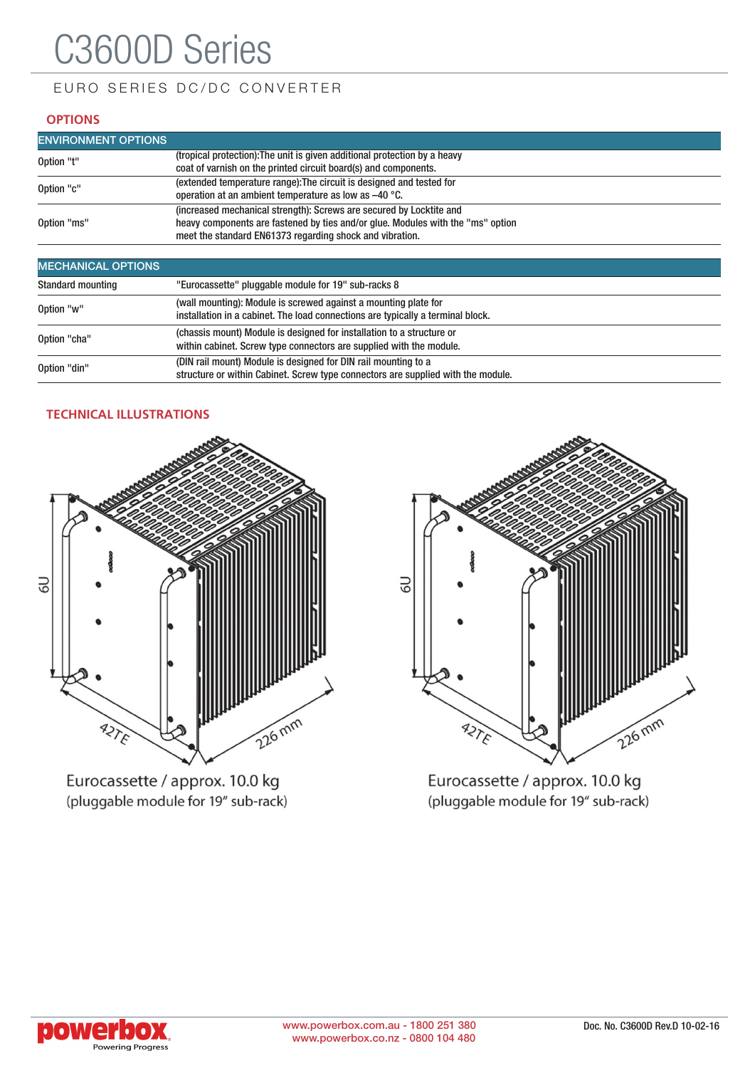# C3600D Series

EURO SERIES DC/DC CONVERTER

## OPTIONS

| ENVIRONMENT OPTIONS | |
|---|---|
| Option "t" | (tropical protection):The unit is given additional protection by a heavy coat of varnish on the printed circuit board(s) and components. |
| Option "c" | (extended temperature range):The circuit is designed and tested for operation at an ambient temperature as low as –40 °C. |
| Option "ms" | (increased mechanical strength): Screws are secured by Locktite and heavy components are fastened by ties and/or glue. Modules with the "ms" option meet the standard EN61373 regarding shock and vibration. |

| MECHANICAL OPTIONS | |
|---|---|
| Standard mounting | "Eurocassette" pluggable module for 19" sub-racks 8 |
| Option "w" | (wall mounting): Module is screwed against a mounting plate for installation in a cabinet. The load connections are typically a terminal block. |
| Option "cha" | (chassis mount) Module is designed for installation to a structure or within cabinet. Screw type connectors are supplied with the module. |
| Option "din" | (DIN rail mount) Module is designed for DIN rail mounting to a structure or within Cabinet. Screw type connectors are supplied with the module. |

## TECHNICAL ILLUSTRATIONS

6U

42TE

226 mm

Eurocassette / approx. 10.0 kg
(pluggable module for 19" sub-rack)

6U

42TE

226 mm

Eurocassette / approx. 10.0 kg
(pluggable module for 19" sub-rack)

powerbox
Powering Progress

www.powerbox.com.au - 1800 251 380
www.powerbox.co.nz - 0800 104 480

Doc. No. C3600D Rev.D 10-02-16